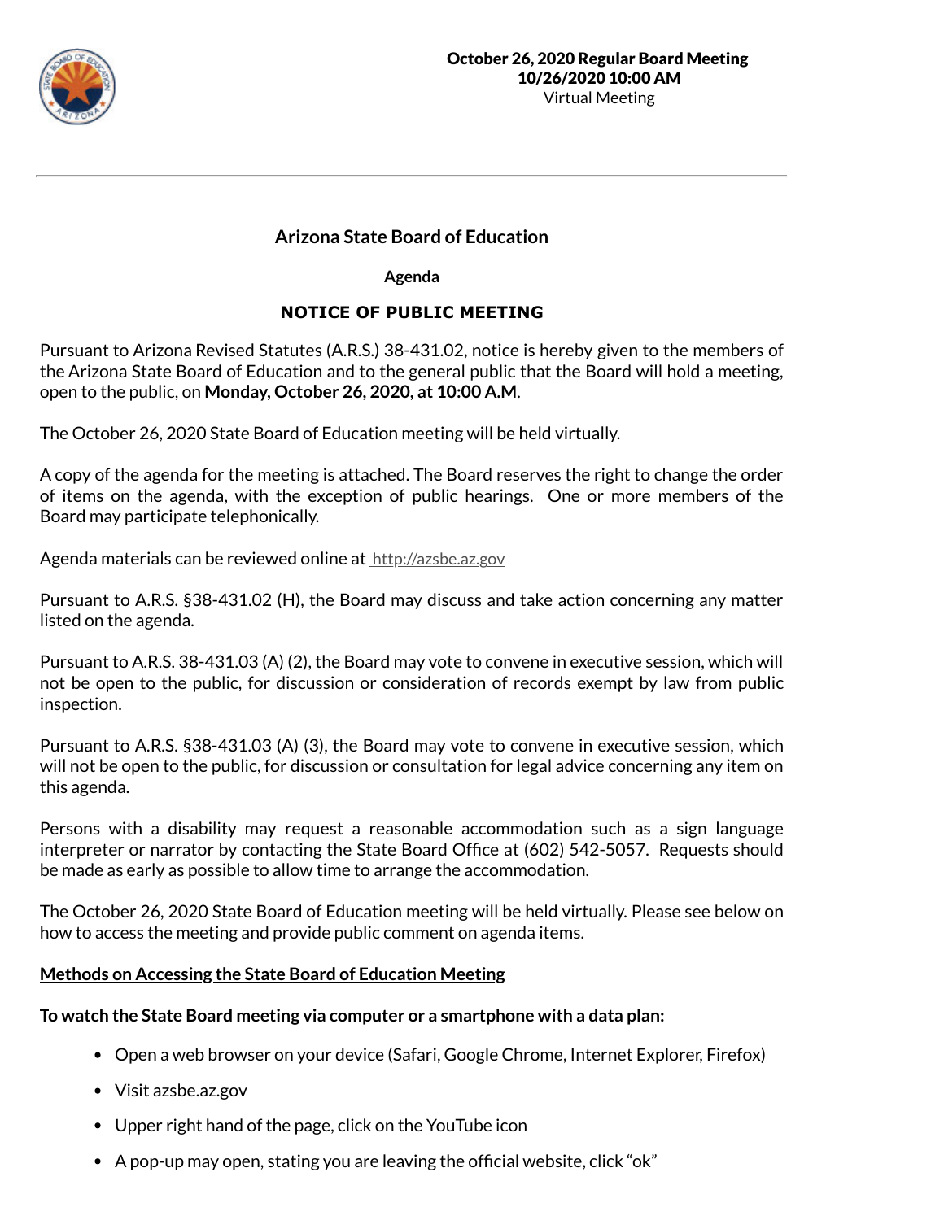**October 26, 2020 Regular Board Meeting**
**10/26/2020 10:00 AM**
Virtual Meeting

---

# Arizona State Board of Education

## Agenda

## NOTICE OF PUBLIC MEETING

Pursuant to Arizona Revised Statutes (A.R.S.) 38-431.02, notice is hereby given to the members of the Arizona State Board of Education and to the general public that the Board will hold a meeting, open to the public, on **Monday, October 26, 2020, at 10:00 A.M**.

The October 26, 2020 State Board of Education meeting will be held virtually.

A copy of the agenda for the meeting is attached. The Board reserves the right to change the order of items on the agenda, with the exception of public hearings. One or more members of the Board may participate telephonically.

Agenda materials can be reviewed online at http://azsbe.az.gov

Pursuant to A.R.S. §38-431.02 (H), the Board may discuss and take action concerning any matter listed on the agenda.

Pursuant to A.R.S. 38-431.03 (A) (2), the Board may vote to convene in executive session, which will not be open to the public, for discussion or consideration of records exempt by law from public inspection.

Pursuant to A.R.S. §38-431.03 (A) (3), the Board may vote to convene in executive session, which will not be open to the public, for discussion or consultation for legal advice concerning any item on this agenda.

Persons with a disability may request a reasonable accommodation such as a sign language interpreter or narrator by contacting the State Board Office at (602) 542-5057. Requests should be made as early as possible to allow time to arrange the accommodation.

The October 26, 2020 State Board of Education meeting will be held virtually. Please see below on how to access the meeting and provide public comment on agenda items.

**Methods on Accessing the State Board of Education Meeting**

**To watch the State Board meeting via computer or a smartphone with a data plan:**

- Open a web browser on your device (Safari, Google Chrome, Internet Explorer, Firefox)
- Visit azsbe.az.gov
- Upper right hand of the page, click on the YouTube icon
- A pop-up may open, stating you are leaving the official website, click "ok"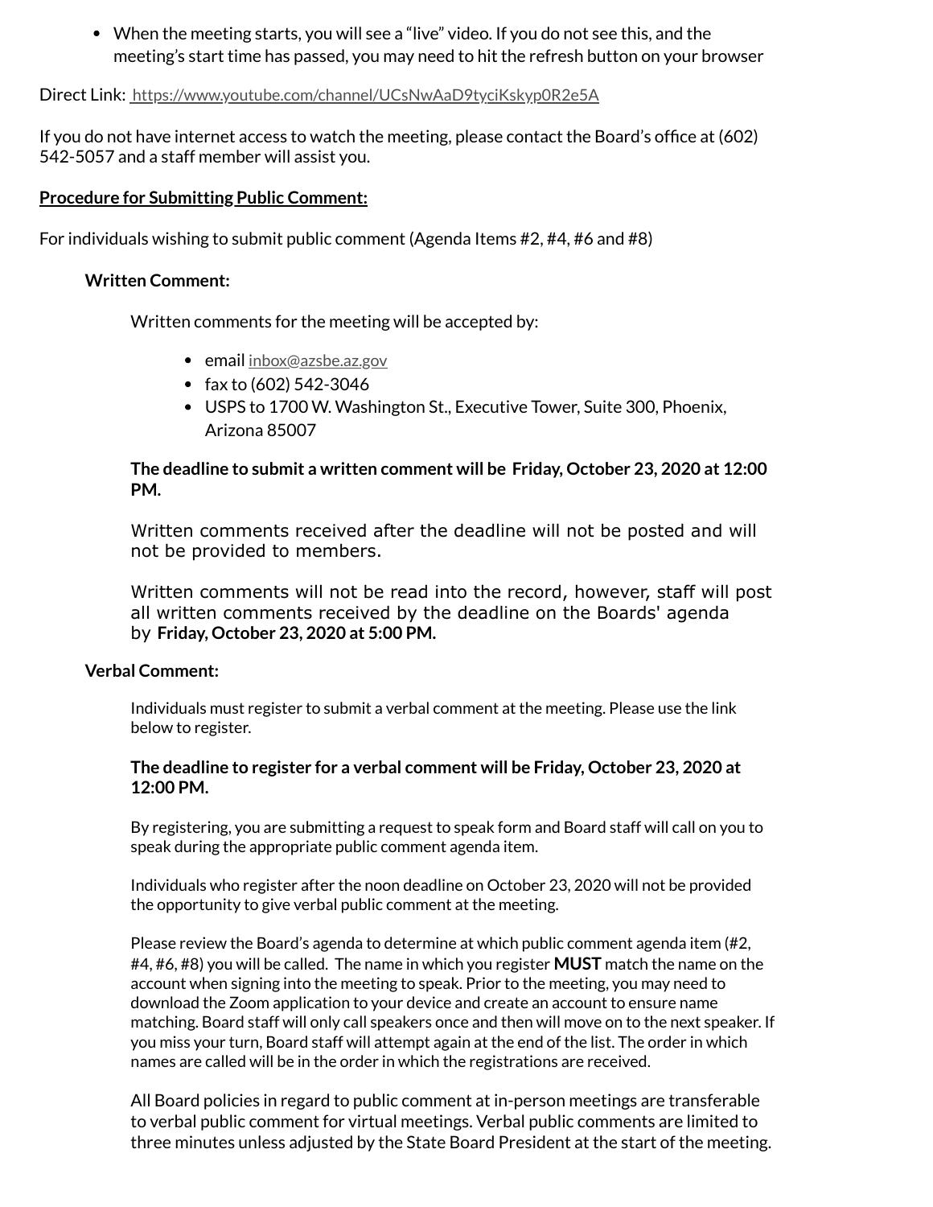- When the meeting starts, you will see a "live" video. If you do not see this, and the meeting's start time has passed, you may need to hit the refresh button on your browser

Direct Link: https://www.youtube.com/channel/UCsNwAaD9tyciKskyp0R2e5A

If you do not have internet access to watch the meeting, please contact the Board's office at (602) 542-5057 and a staff member will assist you.

**Procedure for Submitting Public Comment:**

For individuals wishing to submit public comment (Agenda Items #2, #4, #6 and #8)

**Written Comment:**

Written comments for the meeting will be accepted by:

- email inbox@azsbe.az.gov
- fax to (602) 542-3046
- USPS to 1700 W. Washington St., Executive Tower, Suite 300, Phoenix, Arizona 85007

**The deadline to submit a written comment will be Friday, October 23, 2020 at 12:00 PM.**

Written comments received after the deadline will not be posted and will not be provided to members.

Written comments will not be read into the record, however, staff will post all written comments received by the deadline on the Boards' agenda by **Friday, October 23, 2020 at 5:00 PM.**

**Verbal Comment:**

Individuals must register to submit a verbal comment at the meeting. Please use the link below to register.

**The deadline to register for a verbal comment will be Friday, October 23, 2020 at 12:00 PM.**

By registering, you are submitting a request to speak form and Board staff will call on you to speak during the appropriate public comment agenda item.

Individuals who register after the noon deadline on October 23, 2020 will not be provided the opportunity to give verbal public comment at the meeting.

Please review the Board's agenda to determine at which public comment agenda item (#2, #4, #6, #8) you will be called. The name in which you register **MUST** match the name on the account when signing into the meeting to speak. Prior to the meeting, you may need to download the Zoom application to your device and create an account to ensure name matching. Board staff will only call speakers once and then will move on to the next speaker. If you miss your turn, Board staff will attempt again at the end of the list. The order in which names are called will be in the order in which the registrations are received.

All Board policies in regard to public comment at in-person meetings are transferable to verbal public comment for virtual meetings. Verbal public comments are limited to three minutes unless adjusted by the State Board President at the start of the meeting.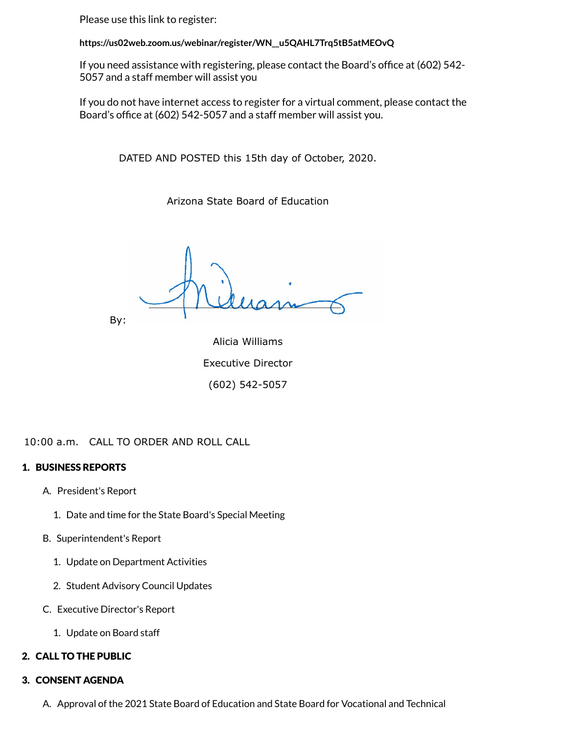Please use this link to register:

**https://us02web.zoom.us/webinar/register/WN_u5QAHL7Trq5tB5atMEOvQ**

If you need assistance with registering, please contact the Board's office at (602) 542-5057 and a staff member will assist you

If you do not have internet access to register for a virtual comment, please contact the Board's office at (602) 542-5057 and a staff member will assist you.

DATED AND POSTED this 15th day of October, 2020.

Arizona State Board of Education

By:

Alicia Williams

Executive Director

(602) 542-5057

10:00 a.m. CALL TO ORDER AND ROLL CALL

**1. BUSINESS REPORTS**

A. President's Report

1. Date and time for the State Board's Special Meeting

B. Superintendent's Report

1. Update on Department Activities

2. Student Advisory Council Updates

C. Executive Director's Report

1. Update on Board staff

**2. CALL TO THE PUBLIC**

**3. CONSENT AGENDA**

A. Approval of the 2021 State Board of Education and State Board for Vocational and Technical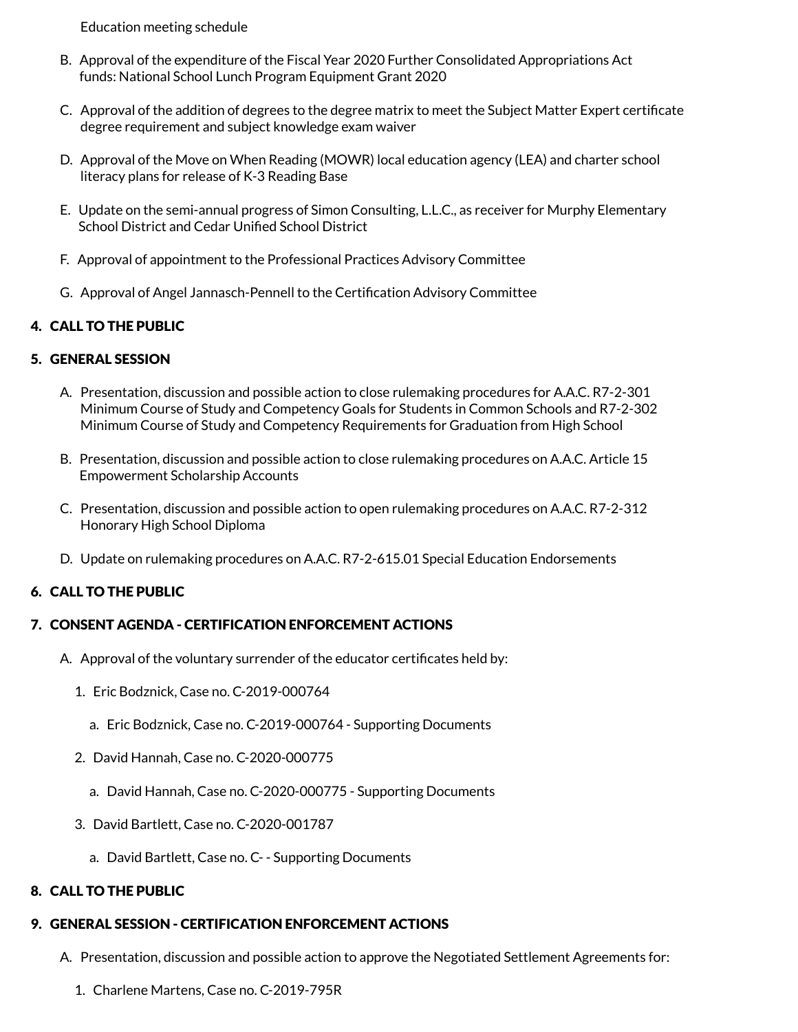Education meeting schedule

B. Approval of the expenditure of the Fiscal Year 2020 Further Consolidated Appropriations Act funds: National School Lunch Program Equipment Grant 2020

C. Approval of the addition of degrees to the degree matrix to meet the Subject Matter Expert certificate degree requirement and subject knowledge exam waiver

D. Approval of the Move on When Reading (MOWR) local education agency (LEA) and charter school literacy plans for release of K-3 Reading Base

E. Update on the semi-annual progress of Simon Consulting, L.L.C., as receiver for Murphy Elementary School District and Cedar Unified School District

F. Approval of appointment to the Professional Practices Advisory Committee

G. Approval of Angel Jannasch-Pennell to the Certification Advisory Committee

## 4. CALL TO THE PUBLIC

## 5. GENERAL SESSION

A. Presentation, discussion and possible action to close rulemaking procedures for A.A.C. R7-2-301 Minimum Course of Study and Competency Goals for Students in Common Schools and R7-2-302 Minimum Course of Study and Competency Requirements for Graduation from High School

B. Presentation, discussion and possible action to close rulemaking procedures on A.A.C. Article 15 Empowerment Scholarship Accounts

C. Presentation, discussion and possible action to open rulemaking procedures on A.A.C. R7-2-312 Honorary High School Diploma

D. Update on rulemaking procedures on A.A.C. R7-2-615.01 Special Education Endorsements

## 6. CALL TO THE PUBLIC

## 7. CONSENT AGENDA - CERTIFICATION ENFORCEMENT ACTIONS

A. Approval of the voluntary surrender of the educator certificates held by:

1. Eric Bodznick, Case no. C-2019-000764
   a. Eric Bodznick, Case no. C-2019-000764 - Supporting Documents
2. David Hannah, Case no. C-2020-000775
   a. David Hannah, Case no. C-2020-000775 - Supporting Documents
3. David Bartlett, Case no. C-2020-001787
   a. David Bartlett, Case no. C- - Supporting Documents

## 8. CALL TO THE PUBLIC

## 9. GENERAL SESSION - CERTIFICATION ENFORCEMENT ACTIONS

A. Presentation, discussion and possible action to approve the Negotiated Settlement Agreements for:

1. Charlene Martens, Case no. C-2019-795R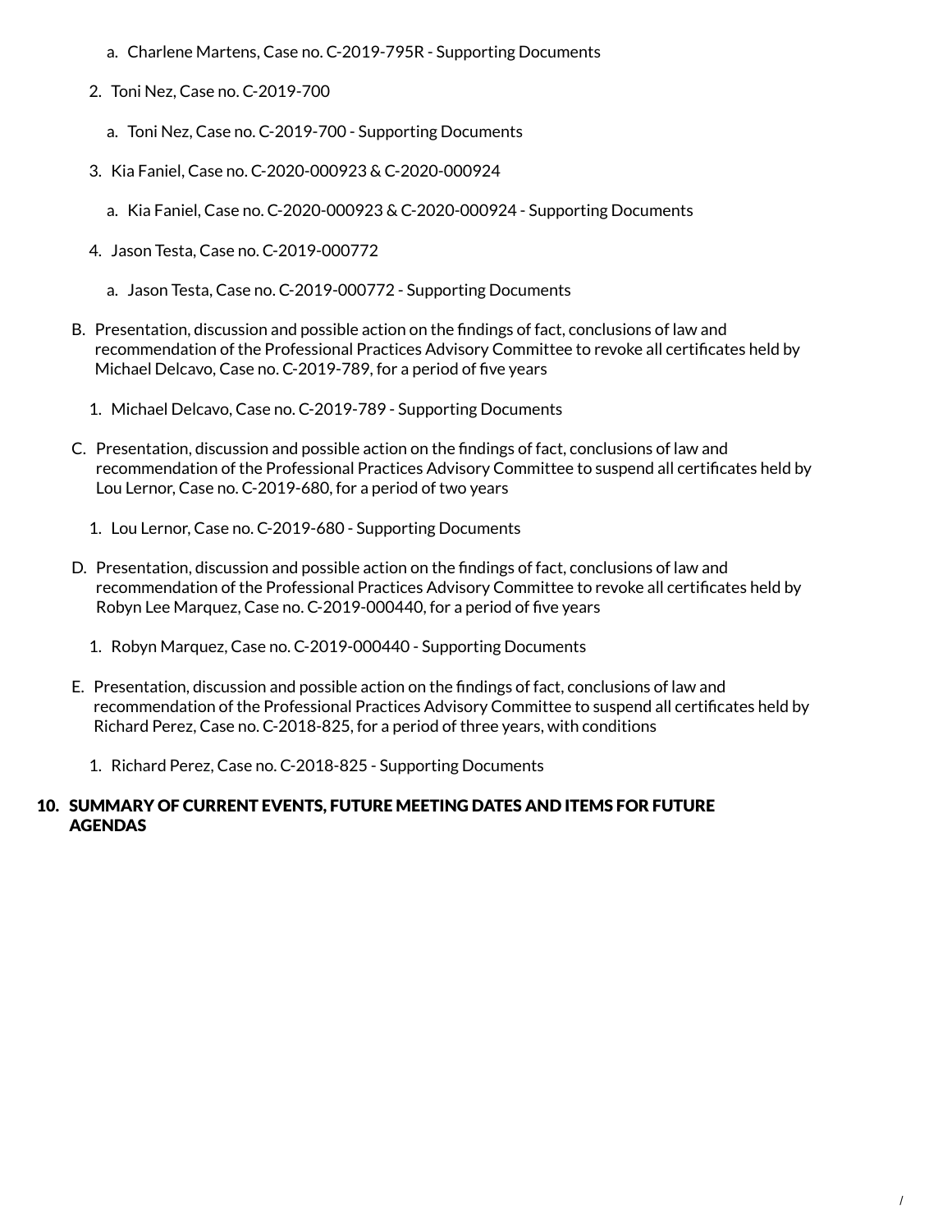a. Charlene Martens, Case no. C-2019-795R - Supporting Documents

2. Toni Nez, Case no. C-2019-700

   a. Toni Nez, Case no. C-2019-700 - Supporting Documents

3. Kia Faniel, Case no. C-2020-000923 & C-2020-000924

   a. Kia Faniel, Case no. C-2020-000923 & C-2020-000924 - Supporting Documents

4. Jason Testa, Case no. C-2019-000772

   a. Jason Testa, Case no. C-2019-000772 - Supporting Documents

B. Presentation, discussion and possible action on the findings of fact, conclusions of law and recommendation of the Professional Practices Advisory Committee to revoke all certificates held by Michael Delcavo, Case no. C-2019-789, for a period of five years

   1. Michael Delcavo, Case no. C-2019-789 - Supporting Documents

C. Presentation, discussion and possible action on the findings of fact, conclusions of law and recommendation of the Professional Practices Advisory Committee to suspend all certificates held by Lou Lernor, Case no. C-2019-680, for a period of two years

   1. Lou Lernor, Case no. C-2019-680 - Supporting Documents

D. Presentation, discussion and possible action on the findings of fact, conclusions of law and recommendation of the Professional Practices Advisory Committee to revoke all certificates held by Robyn Lee Marquez, Case no. C-2019-000440, for a period of five years

   1. Robyn Marquez, Case no. C-2019-000440 - Supporting Documents

E. Presentation, discussion and possible action on the findings of fact, conclusions of law and recommendation of the Professional Practices Advisory Committee to suspend all certificates held by Richard Perez, Case no. C-2018-825, for a period of three years, with conditions

   1. Richard Perez, Case no. C-2018-825 - Supporting Documents

## 10. SUMMARY OF CURRENT EVENTS, FUTURE MEETING DATES AND ITEMS FOR FUTURE AGENDAS